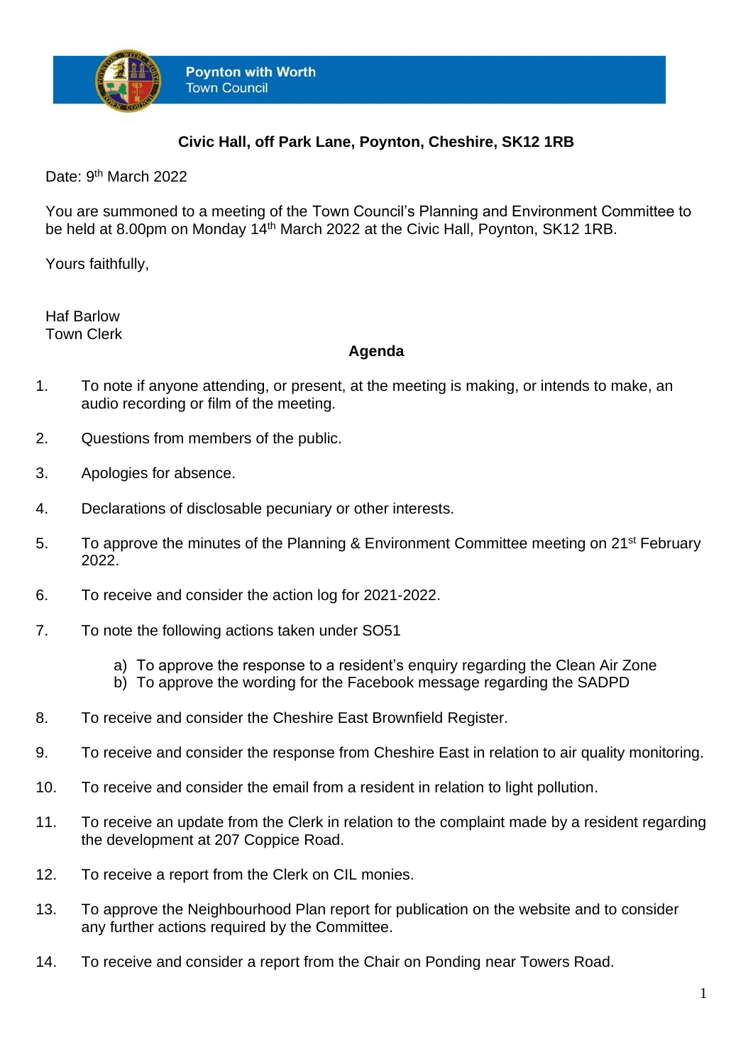**Poynton with Worth**
Town Council

**Civic Hall, off Park Lane, Poynton, Cheshire, SK12 1RB**

Date: 9th March 2022

You are summoned to a meeting of the Town Council's Planning and Environment Committee to be held at 8.00pm on Monday 14th March 2022 at the Civic Hall, Poynton, SK12 1RB.

Yours faithfully,

Haf Barlow
Town Clerk

## Agenda

1. To note if anyone attending, or present, at the meeting is making, or intends to make, an audio recording or film of the meeting.

2. Questions from members of the public.

3. Apologies for absence.

4. Declarations of disclosable pecuniary or other interests.

5. To approve the minutes of the Planning & Environment Committee meeting on 21st February 2022.

6. To receive and consider the action log for 2021-2022.

7. To note the following actions taken under SO51

   a) To approve the response to a resident's enquiry regarding the Clean Air Zone
   b) To approve the wording for the Facebook message regarding the SADPD

8. To receive and consider the Cheshire East Brownfield Register.

9. To receive and consider the response from Cheshire East in relation to air quality monitoring.

10. To receive and consider the email from a resident in relation to light pollution.

11. To receive an update from the Clerk in relation to the complaint made by a resident regarding the development at 207 Coppice Road.

12. To receive a report from the Clerk on CIL monies.

13. To approve the Neighbourhood Plan report for publication on the website and to consider any further actions required by the Committee.

14. To receive and consider a report from the Chair on Ponding near Towers Road.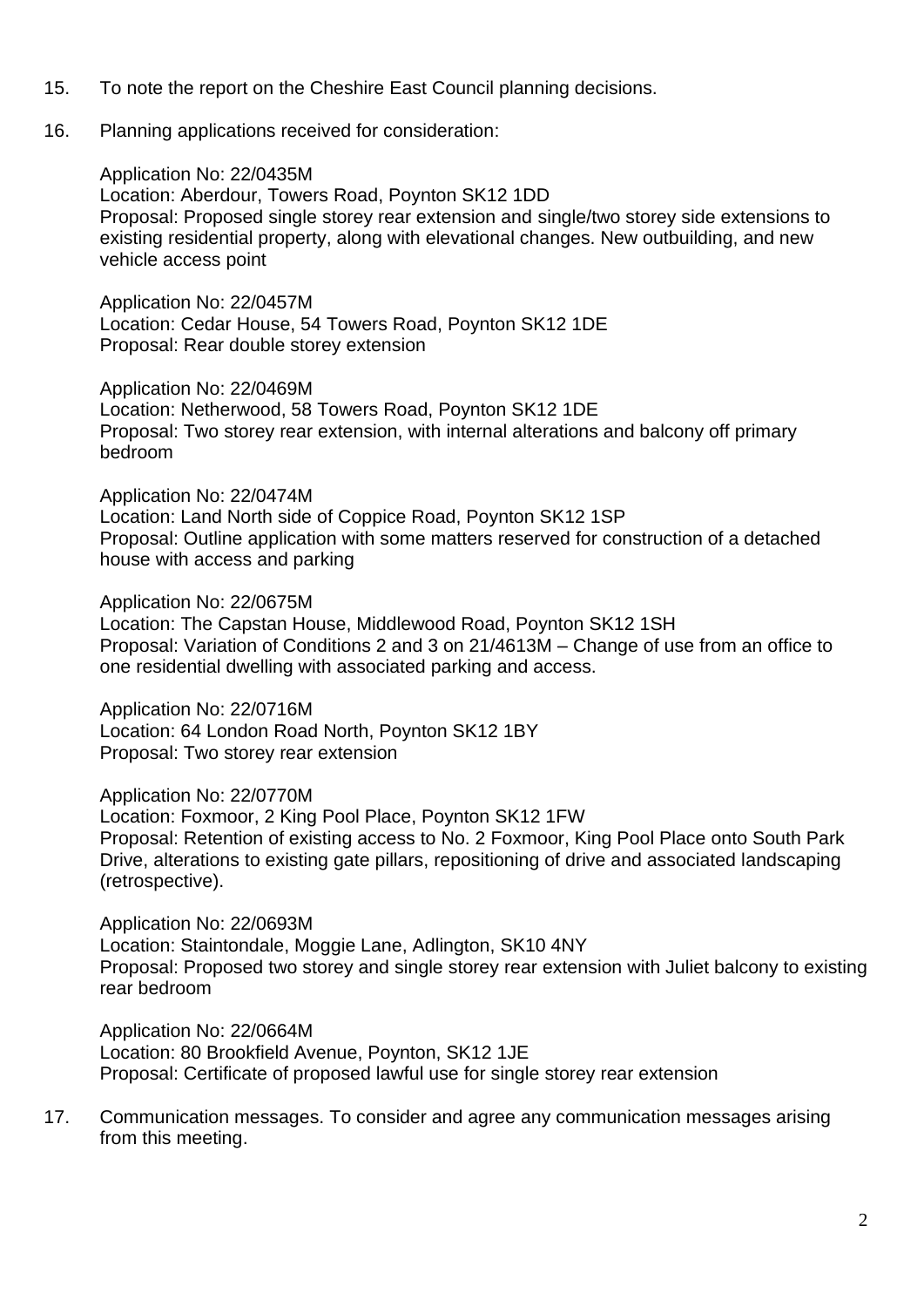15. To note the report on the Cheshire East Council planning decisions.

16. Planning applications received for consideration:

    Application No: 22/0435M
    Location: Aberdour, Towers Road, Poynton SK12 1DD
    Proposal: Proposed single storey rear extension and single/two storey side extensions to existing residential property, along with elevational changes. New outbuilding, and new vehicle access point

    Application No: 22/0457M
    Location: Cedar House, 54 Towers Road, Poynton SK12 1DE
    Proposal: Rear double storey extension

    Application No: 22/0469M
    Location: Netherwood, 58 Towers Road, Poynton SK12 1DE
    Proposal: Two storey rear extension, with internal alterations and balcony off primary bedroom

    Application No: 22/0474M
    Location: Land North side of Coppice Road, Poynton SK12 1SP
    Proposal: Outline application with some matters reserved for construction of a detached house with access and parking

    Application No: 22/0675M
    Location: The Capstan House, Middlewood Road, Poynton SK12 1SH
    Proposal: Variation of Conditions 2 and 3 on 21/4613M – Change of use from an office to one residential dwelling with associated parking and access.

    Application No: 22/0716M
    Location: 64 London Road North, Poynton SK12 1BY
    Proposal: Two storey rear extension

    Application No: 22/0770M
    Location: Foxmoor, 2 King Pool Place, Poynton SK12 1FW
    Proposal: Retention of existing access to No. 2 Foxmoor, King Pool Place onto South Park Drive, alterations to existing gate pillars, repositioning of drive and associated landscaping (retrospective).

    Application No: 22/0693M
    Location: Staintondale, Moggie Lane, Adlington, SK10 4NY
    Proposal: Proposed two storey and single storey rear extension with Juliet balcony to existing rear bedroom

    Application No: 22/0664M
    Location: 80 Brookfield Avenue, Poynton, SK12 1JE
    Proposal: Certificate of proposed lawful use for single storey rear extension

17. Communication messages. To consider and agree any communication messages arising from this meeting.